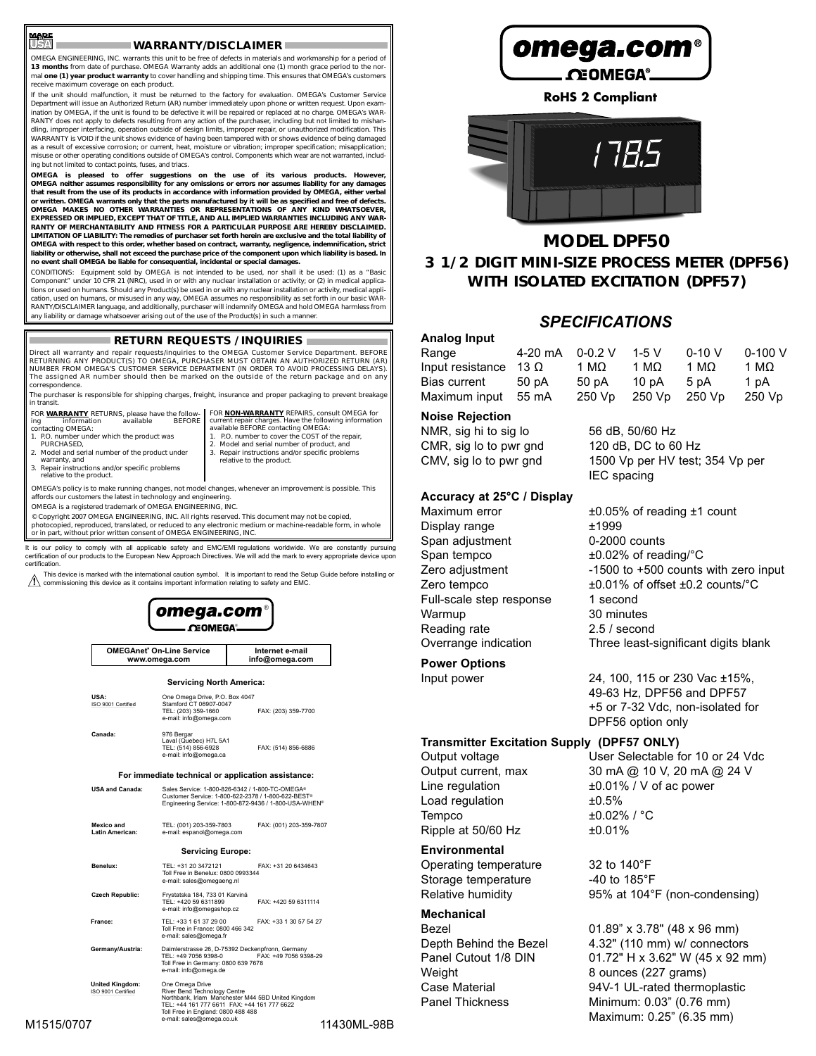## WARRANTY/DISCLAIMER

OMEGA ENGINEERING, INC. warrants this unit to be free of defects in materials and workmanship for a period of **13 months** from date of purchase. OMEGA Warranty adds an additional one (1) month grace period to the normal **one (1) year product warranty** to cover handling and shipping time. This ensures that OMEGA's customers receive maximum coverage on each product.

If the unit should malfunction, it must be returned to the factory for evaluation. OMEGA's Customer Service Department will issue an Authorized Return (AR) number immediately upon phone or written request. Upon examination by OMEGA, if the unit is found to be defective it will be repaired or replaced at no charge. OMEGA's WARRANTY does not apply to defects resulting from any action of the purchaser, including but not limited to mishandling, improper interfacing, operation outside of design limits, improper repair, or unauthorized modification. This WARRANTY is VOID if the unit shows evidence of having been tampered with or shows evidence of being damaged as a result of excessive corrosion; or current, heat, moisture or vibration; improper specification; misapplication; misuse or other operating conditions outside of OMEGA's control. Components which wear are not warranted, including but not limited to contact points, fuses, and triacs.

**OMEGA is pleased to offer suggestions on the use of its various products. However, OMEGA neither assumes responsibility for any omissions or errors nor assumes liability for any damages that result from the use of its products in accordance with information provided by OMEGA, either verbal or written. OMEGA warrants only that the parts manufactured by it will be as specified and free of defects. OMEGA MAKES NO OTHER WARRANTIES OR REPRESENTATIONS OF ANY KIND WHATSOEVER, EXPRESSED OR IMPLIED, EXCEPT THAT OF TITLE, AND ALL IMPLIED WARRANTIES INCLUDING ANY WARRANTY OF MERCHANTABILITY AND FITNESS FOR A PARTICULAR PURPOSE ARE HEREBY DISCLAIMED. LIMITATION OF LIABILITY: The remedies of purchaser set forth herein are exclusive and the total liability of OMEGA with respect to this order, whether based on contract, warranty, negligence, indemnification, strict liability or otherwise, shall not exceed the purchase price of the component upon which liability is based. In no event shall OMEGA be liable for consequential, incidental or special damages.**

CONDITIONS: Equipment sold by OMEGA is not intended to be used, nor shall it be used: (1) as a "Basic Component" under 10 CFR 21 (NRC), used in or with any nuclear installation or activity; or (2) in medical applications or used on humans. Should any Product(s) be used in or with any nuclear installation or activity, medical application, used on humans, or misused in any way, OMEGA assumes no responsibility as set forth in our basic WARRANTY/DISCLAIMER language, and additionally, purchaser will indemnify OMEGA and hold OMEGA harmless from any liability or damage whatsoever arising out of the use of the Product(s) in such a manner.

## RETURN REQUESTS / INQUIRIES

Direct all warranty and repair requests/inquiries to the OMEGA Customer Service Department. BEFORE RETURNING ANY PRODUCT(S) TO OMEGA, PURCHASER MUST OBTAIN AN AUTHORIZED RETURN (AR) NUMBER FROM OMEGA'S CUSTOMER SERVICE DEPARTMENT (IN ORDER TO AVOID PROCESSING DELAYS). The assigned AR number should then be marked on the outside of the return package and on any correspondence.

The purchaser is responsible for shipping charges, freight, insurance and proper packaging to prevent breakage in transit.

FOR **WARRANTY** RETURNS, please have the following information available BEFORE contacting OMEGA:
1. P.O. number under which the product was PURCHASED,
2. Model and serial number of the product under warranty, and
3. Repair instructions and/or specific problems relative to the product.

FOR **NON-WARRANTY** REPAIRS, consult OMEGA for current repair charges. Have the following information available BEFORE contacting OMEGA:
1. P.O. number to cover the COST of the repair,
2. Model and serial number of product, and
3. Repair instructions and/or specific problems relative to the product.

OMEGA's policy is to make running changes, not model changes, whenever an improvement is possible. This affords our customers the latest in technology and engineering.

OMEGA is a registered trademark of OMEGA ENGINEERING, INC.

© Copyright 2007 OMEGA ENGINEERING, INC. All rights reserved. This document may not be copied, photocopied, reproduced, translated, or reduced to any electronic medium or machine-readable form, in whole or in part, without prior written consent of OMEGA ENGINEERING, INC.

It is our policy to comply with all applicable safety and EMC/EMI regulations worldwide. We are constantly pursuing certification of our products to the European New Approach Directives. We will add the mark to every appropriate device upon certification.

This device is marked with the international caution symbol. It is important to read the Setup Guide before installing or commissioning this device as it contains important information relating to safety and EMC.

omega.com® OMEGA®

| OMEGAnet® On-Line Service www.omega.com | Internet e-mail info@omega.com |
|---|---|

**Servicing North America:**

**USA:** ISO 9001 Certified — One Omega Drive, P.O. Box 4047, Stamford CT 06907-0047, TEL: (203) 359-1660, FAX: (203) 359-7700, e-mail: info@omega.com

**Canada:** 976 Bergar, Laval (Quebec) H7L 5A1, TEL: (514) 856-6928, FAX: (514) 856-6886, e-mail: info@omega.ca

**For immediate technical or application assistance:**

**USA and Canada:** Sales Service: 1-800-826-6342 / 1-800-TC-OMEGA®; Customer Service: 1-800-622-2378 / 1-800-622-BEST®; Engineering Service: 1-800-872-9436 / 1-800-USA-WHEN®

**Mexico and Latin American:** TEL: (001) 203-359-7803, FAX: (001) 203-359-7807, e-mail: espanol@omega.com

**Servicing Europe:**

**Benelux:** TEL: +31 20 3472121, FAX: +31 20 6434643, Toll Free in Benelux: 0800 0993344, e-mail: sales@omegaeng.nl

**Czech Republic:** Frystatska 184, 733 01 Karviná, TEL: +420 59 6311899, FAX: +420 59 6311114, e-mail: info@omegashop.cz

**France:** TEL: +33 1 61 37 29 00, FAX: +33 1 30 57 54 27, Toll Free in France: 0800 466 342, e-mail: sales@omega.fr

**Germany/Austria:** Daimlerstrasse 26, D-75392 Deckenpfronn, Germany, TEL: +49 7056 9398-0, FAX: +49 7056 9398-29, Toll Free in Germany: 0800 639 7678, e-mail: info@omega.de

**United Kingdom:** ISO 9001 Certified — One Omega Drive, River Bend Technology Centre, Northbank, Irlam Manchester M44 5BD United Kingdom, TEL: +44 161 777 6611, FAX: +44 161 777 6622, Toll Free in England: 0800 488 488, e-mail: sales@omega.co.uk

M1515/0707 11430ML-98B

omega.com® OMEGA®

**RoHS 2 Compliant**

# MODEL DPF50

## 3 1/2 DIGIT MINI-SIZE PROCESS METER (DPF56) WITH ISOLATED EXCITATION (DPF57)

## *SPECIFICATIONS*

### Analog Input

| Range | 4-20 mA | 0-0.2 V | 1-5 V | 0-10 V | 0-100 V |
|---|---|---|---|---|---|
| Input resistance | 13 Ω | 1 MΩ | 1 MΩ | 1 MΩ | 1 MΩ |
| Bias current | 50 pA | 50 pA | 10 pA | 5 pA | 1 pA |
| Maximum input | 55 mA | 250 Vp | 250 Vp | 250 Vp | 250 Vp |

### Noise Rejection

| | |
|---|---|
| NMR, sig hi to sig lo | 56 dB, 50/60 Hz |
| CMR, sig lo to pwr gnd | 120 dB, DC to 60 Hz |
| CMV, sig lo to pwr gnd | 1500 Vp per HV test; 354 Vp per IEC spacing |

### Accuracy at 25°C / Display

| | |
|---|---|
| Maximum error | ±0.05% of reading ±1 count |
| Display range | ±1999 |
| Span adjustment | 0-2000 counts |
| Span tempco | ±0.02% of reading/°C |
| Zero adjustment | -1500 to +500 counts with zero input |
| Zero tempco | ±0.01% of offset ±0.2 counts/°C |
| Full-scale step response | 1 second |
| Warmup | 30 minutes |
| Reading rate | 2.5 / second |
| Overrange indication | Three least-significant digits blank |

### Power Options

| | |
|---|---|
| Input power | 24, 100, 115 or 230 Vac ±15%, 49-63 Hz, DPF56 and DPF57; +5 or 7-32 Vdc, non-isolated for DPF56 option only |

### Transmitter Excitation Supply (DPF57 ONLY)

| | |
|---|---|
| Output voltage | User Selectable for 10 or 24 Vdc |
| Output current, max | 30 mA @ 10 V, 20 mA @ 24 V |
| Line regulation | ±0.01% / V of ac power |
| Load regulation | ±0.5% |
| Tempco | ±0.02% / °C |
| Ripple at 50/60 Hz | ±0.01% |

### Environmental

| | |
|---|---|
| Operating temperature | 32 to 140°F |
| Storage temperature | -40 to 185°F |
| Relative humidity | 95% at 104°F (non-condensing) |

### Mechanical

| | |
|---|---|
| Bezel | 01.89" x 3.78" (48 x 96 mm) |
| Depth Behind the Bezel | 4.32" (110 mm) w/ connectors |
| Panel Cutout 1/8 DIN | 01.72" H x 3.62" W (45 x 92 mm) |
| Weight | 8 ounces (227 grams) |
| Case Material | 94V-1 UL-rated thermoplastic |
| Panel Thickness | Minimum: 0.03" (0.76 mm); Maximum: 0.25" (6.35 mm) |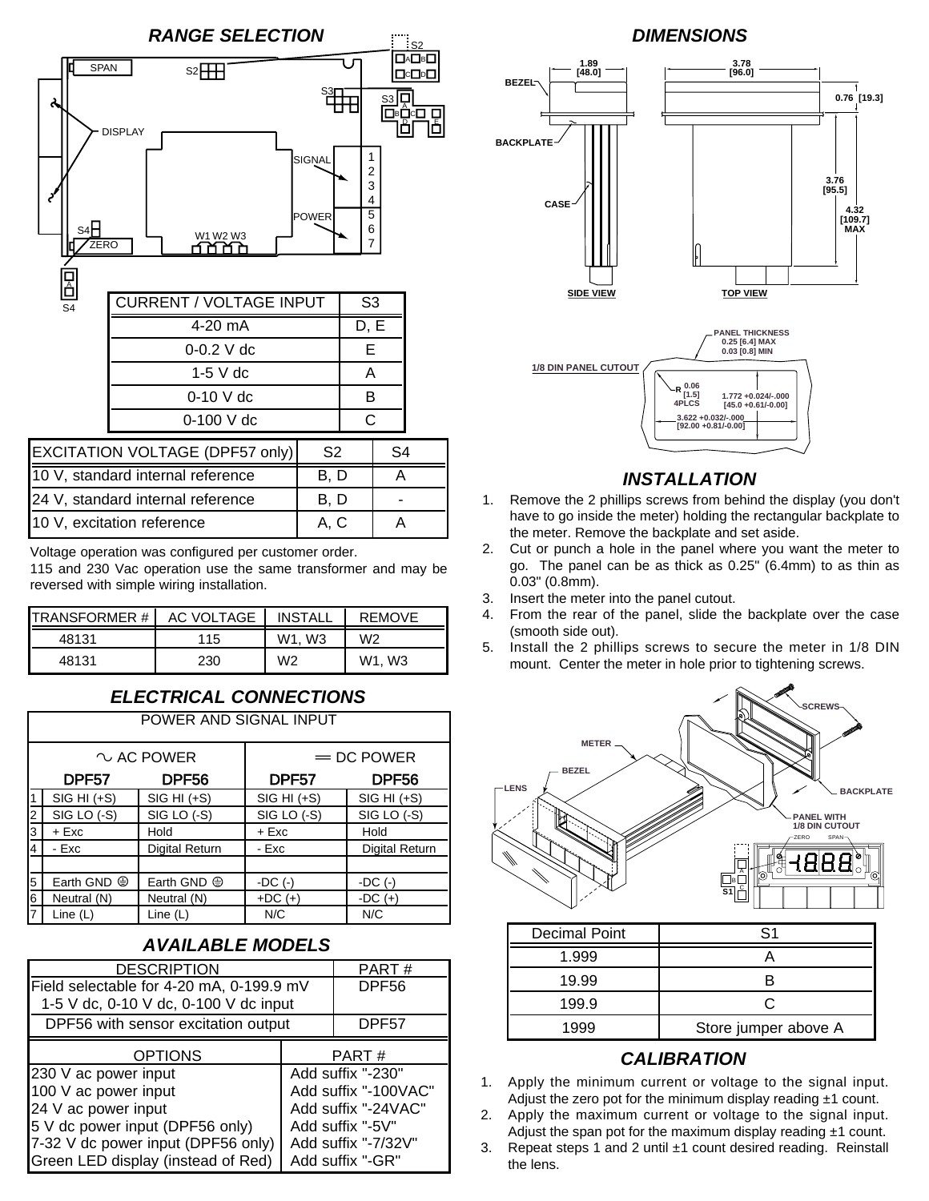## RANGE SELECTION

SPAN
S2
S3
DISPLAY
SIGNAL
POWER
1
2
3
4
5
6
7
S4
ZERO
W1 W2 W3
S4

| CURRENT / VOLTAGE INPUT | S3 |
|---|---|
| 4-20 mA | D, E |
| 0-0.2 V dc | E |
| 1-5 V dc | A |
| 0-10 V dc | B |
| 0-100 V dc | C |

| EXCITATION VOLTAGE (DPF57 only) | S2 | S4 |
|---|---|---|
| 10 V, standard internal reference | B, D | A |
| 24 V, standard internal reference | B, D | - |
| 10 V, excitation reference | A, C | A |

Voltage operation was configured per customer order.
115 and 230 Vac operation use the same transformer and may be reversed with simple wiring installation.

| TRANSFORMER # | AC VOLTAGE | INSTALL | REMOVE |
|---|---|---|---|
| 48131 | 115 | W1, W3 | W2 |
| 48131 | 230 | W2 | W1, W3 |

## ELECTRICAL CONNECTIONS

| POWER AND SIGNAL INPUT | | | | |
|---|---|---|---|---|
| | ∿ AC POWER | | ═ DC POWER | |
| | DPF57 | DPF56 | DPF57 | DPF56 |
| 1 | SIG HI (+S) | SIG HI (+S) | SIG HI (+S) | SIG HI (+S) |
| 2 | SIG LO (-S) | SIG LO (-S) | SIG LO (-S) | SIG LO (-S) |
| 3 | + Exc | Hold | + Exc | Hold |
| 4 | - Exc | Digital Return | - Exc | Digital Return |
| | | | | |
| 5 | Earth GND ⏚ | Earth GND ⏚ | -DC (-) | -DC (-) |
| 6 | Neutral (N) | Neutral (N) | +DC (+) | -DC (+) |
| 7 | Line (L) | Line (L) | N/C | N/C |

## AVAILABLE MODELS

| DESCRIPTION | PART # |
|---|---|
| Field selectable for 4-20 mA, 0-199.9 mV 1-5 V dc, 0-10 V dc, 0-100 V dc input | DPF56 |
| DPF56 with sensor excitation output | DPF57 |

| OPTIONS | PART # |
|---|---|
| 230 V ac power input | Add suffix "-230" |
| 100 V ac power input | Add suffix "-100VAC" |
| 24 V ac power input | Add suffix "-24VAC" |
| 5 V dc power input (DPF56 only) | Add suffix "-5V" |
| 7-32 V dc power input (DPF56 only) | Add suffix "-7/32V" |
| Green LED display (instead of Red) | Add suffix "-GR" |

## DIMENSIONS

BEZEL
1.89 [48.0]
3.78 [96.0]
0.76 [19.3]
BACKPLATE
CASE
3.76 [95.5]
4.32 [109.7] MAX
SIDE VIEW
TOP VIEW

1/8 DIN PANEL CUTOUT
PANEL THICKNESS 0.25 [6.4] MAX 0.03 [0.8] MIN
R 0.06 [1.5] 4PLCS
1.772 +0.024/-.000 [45.0 +0.61/-0.00]
3.622 +0.032/-.000 [92.00 +0.81/-0.00]

## INSTALLATION

1. Remove the 2 phillips screws from behind the display (you don't have to go inside the meter) holding the rectangular backplate to the meter. Remove the backplate and set aside.
2. Cut or punch a hole in the panel where you want the meter to go. The panel can be as thick as 0.25" (6.4mm) to as thin as 0.03" (0.8mm).
3. Insert the meter into the panel cutout.
4. From the rear of the panel, slide the backplate over the case (smooth side out).
5. Install the 2 phillips screws to secure the meter in 1/8 DIN mount. Center the meter in hole prior to tightening screws.

SCREWS
METER
BEZEL
LENS
BACKPLATE
PANEL WITH 1/8 DIN CUTOUT
ZERO
SPAN
S1

| Decimal Point | S1 |
|---|---|
| 1.999 | A |
| 19.99 | B |
| 199.9 | C |
| 1999 | Store jumper above A |

## CALIBRATION

1. Apply the minimum current or voltage to the signal input. Adjust the zero pot for the minimum display reading ±1 count.
2. Apply the maximum current or voltage to the signal input. Adjust the span pot for the maximum display reading ±1 count.
3. Repeat steps 1 and 2 until ±1 count desired reading. Reinstall the lens.